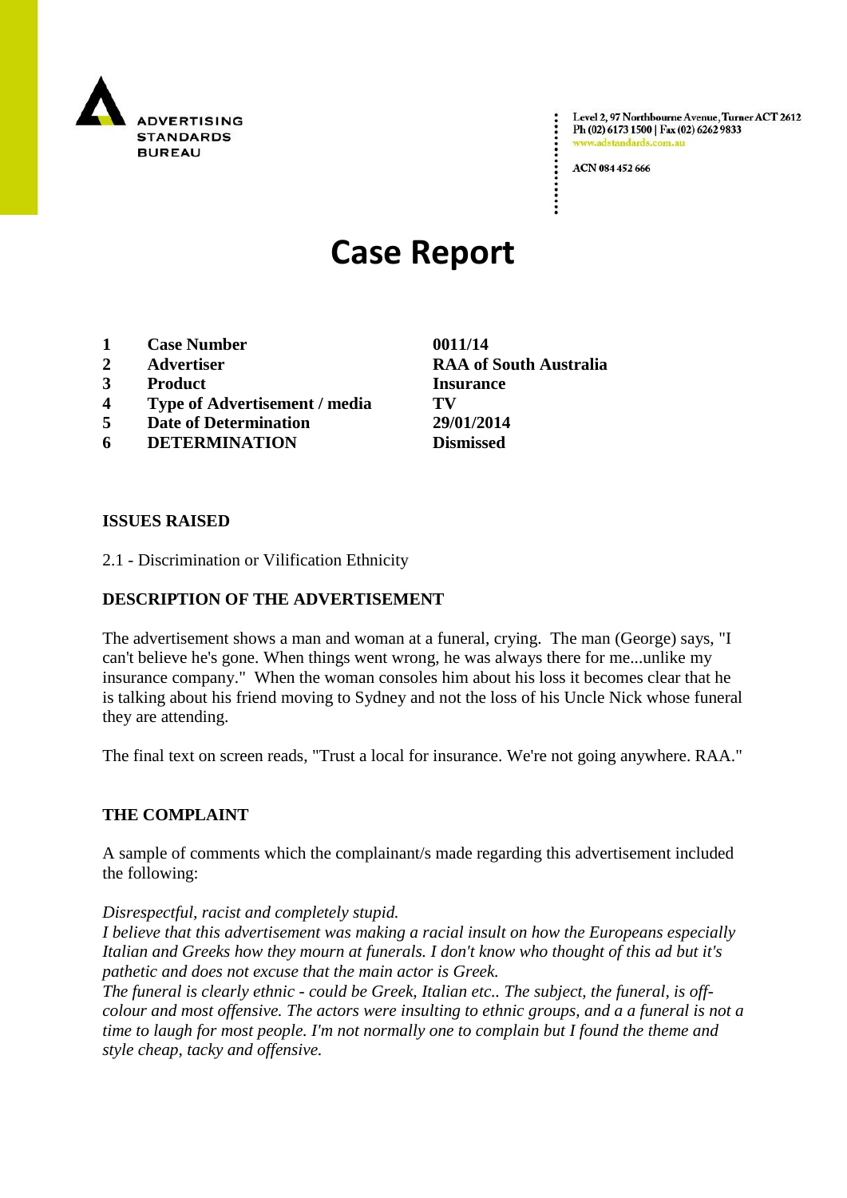ADVERTISING STANDARDS BUREAU

Level 2, 97 Northbourne Avenue, Turner ACT 2612
Ph (02) 6173 1500 | Fax (02) 6262 9833
www.adstandards.com.au

ACN 084 452 666

# Case Report

| | | |
|---|---|---|
| 1 | **Case Number** | **0011/14** |
| 2 | **Advertiser** | **RAA of South Australia** |
| 3 | **Product** | **Insurance** |
| 4 | **Type of Advertisement / media** | **TV** |
| 5 | **Date of Determination** | **29/01/2014** |
| 6 | **DETERMINATION** | **Dismissed** |

**ISSUES RAISED**

2.1 - Discrimination or Vilification Ethnicity

**DESCRIPTION OF THE ADVERTISEMENT**

The advertisement shows a man and woman at a funeral, crying. The man (George) says, "I can't believe he's gone. When things went wrong, he was always there for me...unlike my insurance company." When the woman consoles him about his loss it becomes clear that he is talking about his friend moving to Sydney and not the loss of his Uncle Nick whose funeral they are attending.

The final text on screen reads, "Trust a local for insurance. We're not going anywhere. RAA."

**THE COMPLAINT**

A sample of comments which the complainant/s made regarding this advertisement included the following:

*Disrespectful, racist and completely stupid.*
*I believe that this advertisement was making a racial insult on how the Europeans especially Italian and Greeks how they mourn at funerals. I don't know who thought of this ad but it's pathetic and does not excuse that the main actor is Greek.*
*The funeral is clearly ethnic - could be Greek, Italian etc.. The subject, the funeral, is off-colour and most offensive. The actors were insulting to ethnic groups, and a a funeral is not a time to laugh for most people. I'm not normally one to complain but I found the theme and style cheap, tacky and offensive.*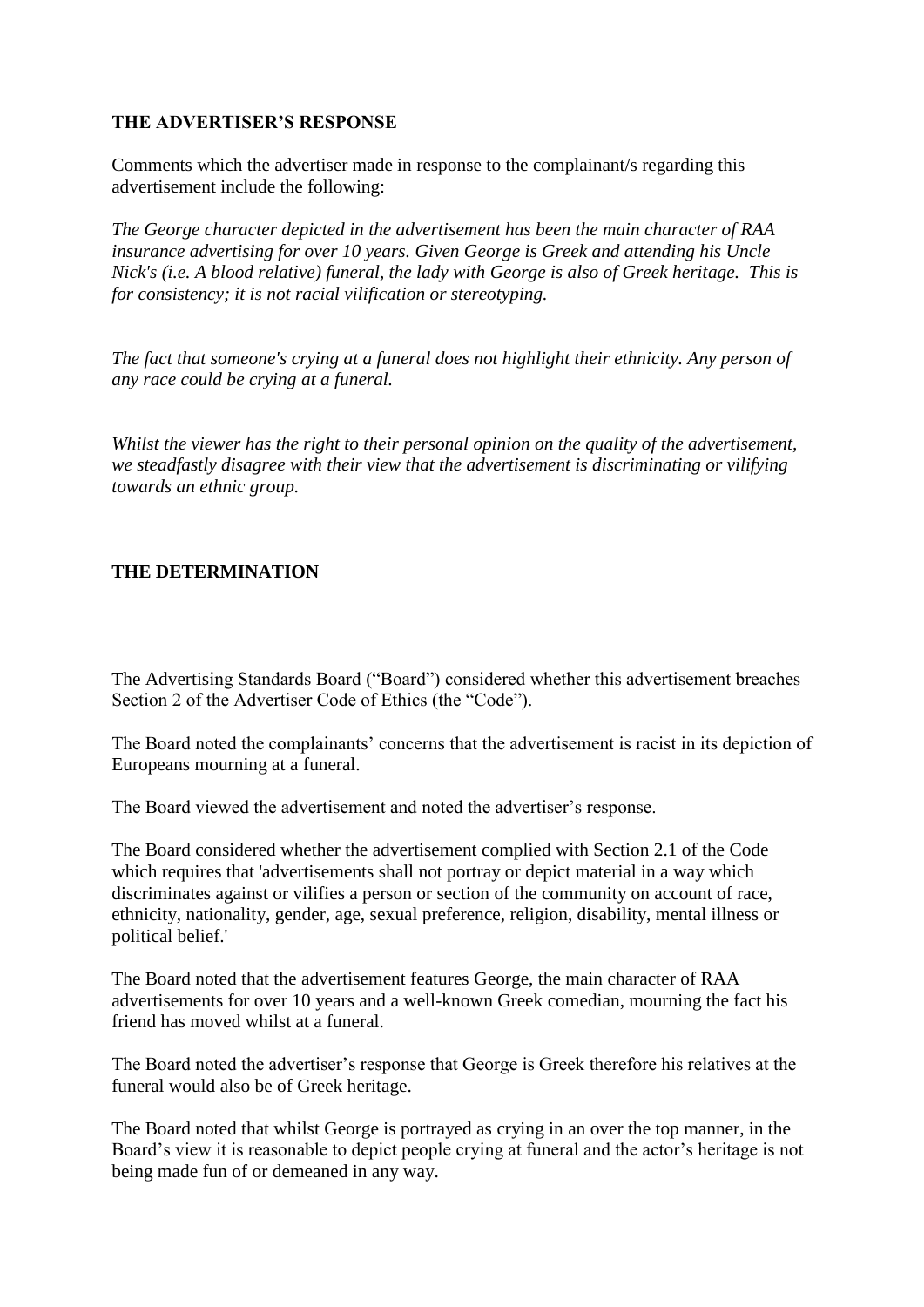**THE ADVERTISER'S RESPONSE**

Comments which the advertiser made in response to the complainant/s regarding this advertisement include the following:

*The George character depicted in the advertisement has been the main character of RAA insurance advertising for over 10 years. Given George is Greek and attending his Uncle Nick's (i.e. A blood relative) funeral, the lady with George is also of Greek heritage. This is for consistency; it is not racial vilification or stereotyping.*

*The fact that someone's crying at a funeral does not highlight their ethnicity. Any person of any race could be crying at a funeral.*

*Whilst the viewer has the right to their personal opinion on the quality of the advertisement, we steadfastly disagree with their view that the advertisement is discriminating or vilifying towards an ethnic group.*

**THE DETERMINATION**

The Advertising Standards Board ("Board") considered whether this advertisement breaches Section 2 of the Advertiser Code of Ethics (the "Code").

The Board noted the complainants' concerns that the advertisement is racist in its depiction of Europeans mourning at a funeral.

The Board viewed the advertisement and noted the advertiser's response.

The Board considered whether the advertisement complied with Section 2.1 of the Code which requires that 'advertisements shall not portray or depict material in a way which discriminates against or vilifies a person or section of the community on account of race, ethnicity, nationality, gender, age, sexual preference, religion, disability, mental illness or political belief.'

The Board noted that the advertisement features George, the main character of RAA advertisements for over 10 years and a well-known Greek comedian, mourning the fact his friend has moved whilst at a funeral.

The Board noted the advertiser's response that George is Greek therefore his relatives at the funeral would also be of Greek heritage.

The Board noted that whilst George is portrayed as crying in an over the top manner, in the Board's view it is reasonable to depict people crying at funeral and the actor's heritage is not being made fun of or demeaned in any way.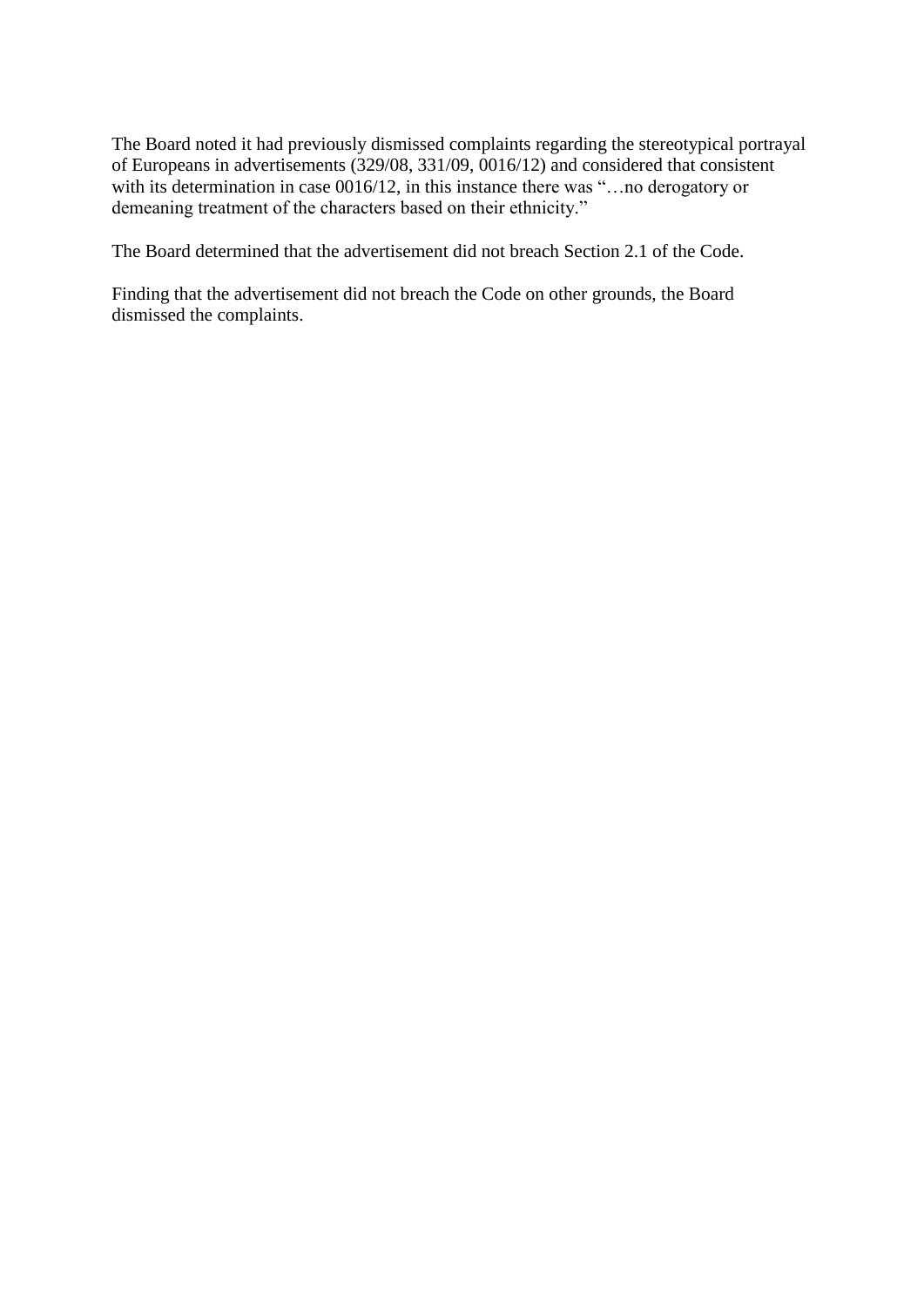The Board noted it had previously dismissed complaints regarding the stereotypical portrayal of Europeans in advertisements (329/08, 331/09, 0016/12) and considered that consistent with its determination in case 0016/12, in this instance there was "…no derogatory or demeaning treatment of the characters based on their ethnicity."

The Board determined that the advertisement did not breach Section 2.1 of the Code.

Finding that the advertisement did not breach the Code on other grounds, the Board dismissed the complaints.